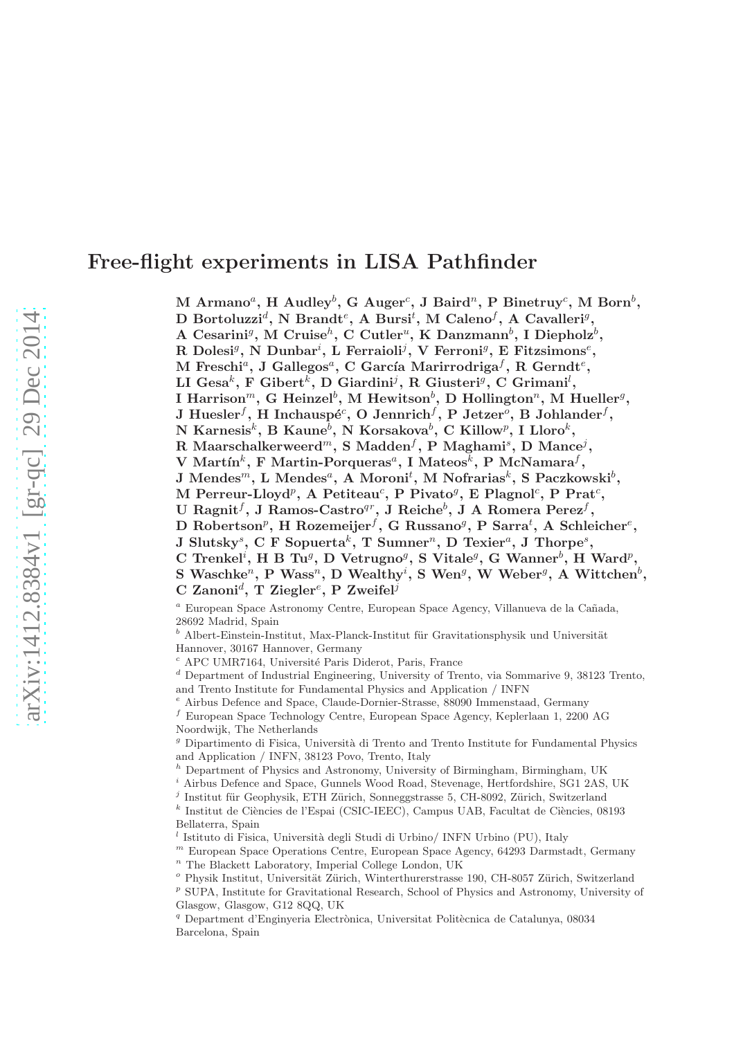# Free-flight experiments in LISA Pathfinder

**M Armano[a], H Audley[b], G Auger[c], J Baird[n], P Binetruy[c], M Born[b], D Bortoluzzi[d], N Brandt[e], A Bursi[t], M Caleno[f], A Cavalleri[g], A Cesarini[g], M Cruise[h], C Cutler[u], K Danzmann[b], I Diepholz[b], R Dolesi[g], N Dunbar[i], L Ferraioli[j], V Ferroni[g], E Fitzsimons[e], M Freschi[a], J Gallegos[a], C García Marirrodriga[f], R Gerndt[e], LI Gesa[k], F Gibert[k], D Giardini[j], R Giusteri[g], C Grimani[l], I Harrison[m], G Heinzel[b], M Hewitson[b], D Hollington[n], M Hueller[g], J Huesler[f], H Inchauspé[c], O Jennrich[f], P Jetzer[o], B Johlander[f], N Karnesis[k], B Kaune[b], N Korsakova[b], C Killow[p], I Lloro[k], R Maarschalkerweerd[m], S Madden[f], P Maghami[s], D Mance[j], V Martín[k], F Martin-Porqueras[a], I Mateos[k], P McNamara[f], J Mendes[m], L Mendes[a], A Moroni[t], M Nofrarias[k], S Paczkowski[b], M Perreur-Lloyd[p], A Petiteau[c], P Pivato[g], E Plagnol[c], P Prat[c], U Ragnit[f], J Ramos-Castro[qr], J Reiche[b], J A Romera Perez[f], D Robertson[p], H Rozemeijer[f], G Russano[g], P Sarra[t], A Schleicher[e], J Slutsky[s], C F Sopuerta[k], T Sumner[n], D Texier[a], J Thorpe[s], C Trenkel[i], H B Tu[g], D Vetrugno[g], S Vitale[g], G Wanner[b], H Ward[p], S Waschke[n], P Wass[n], D Wealthy[i], S Wen[g], W Weber[g], A Wittchen[b], C Zanoni[d], T Ziegler[e], P Zweifel[j]**

[a] European Space Astronomy Centre, European Space Agency, Villanueva de la Cañada, 28692 Madrid, Spain

[b] Albert-Einstein-Institut, Max-Planck-Institut für Gravitationsphysik und Universität Hannover, 30167 Hannover, Germany

[c] APC UMR7164, Université Paris Diderot, Paris, France

[d] Department of Industrial Engineering, University of Trento, via Sommarive 9, 38123 Trento, and Trento Institute for Fundamental Physics and Application / INFN

[e] Airbus Defence and Space, Claude-Dornier-Strasse, 88090 Immenstaad, Germany

[f] European Space Technology Centre, European Space Agency, Keplerlaan 1, 2200 AG Noordwijk, The Netherlands

[g] Dipartimento di Fisica, Università di Trento and Trento Institute for Fundamental Physics and Application / INFN, 38123 Povo, Trento, Italy

[h] Department of Physics and Astronomy, University of Birmingham, Birmingham, UK

[i] Airbus Defence and Space, Gunnels Wood Road, Stevenage, Hertfordshire, SG1 2AS, UK

[j] Institut für Geophysik, ETH Zürich, Sonneggstrasse 5, CH-8092, Zürich, Switzerland

[k] Institut de Ciències de l'Espai (CSIC-IEEC), Campus UAB, Facultat de Ciències, 08193 Bellaterra, Spain

[l] Istituto di Fisica, Università degli Studi di Urbino/ INFN Urbino (PU), Italy

[m] European Space Operations Centre, European Space Agency, 64293 Darmstadt, Germany

[n] The Blackett Laboratory, Imperial College London, UK

[o] Physik Institut, Universität Zürich, Winterthurerstrasse 190, CH-8057 Zürich, Switzerland

[p] SUPA, Institute for Gravitational Research, School of Physics and Astronomy, University of Glasgow, Glasgow, G12 8QQ, UK

[q] Department d'Enginyeria Electrònica, Universitat Politècnica de Catalunya, 08034 Barcelona, Spain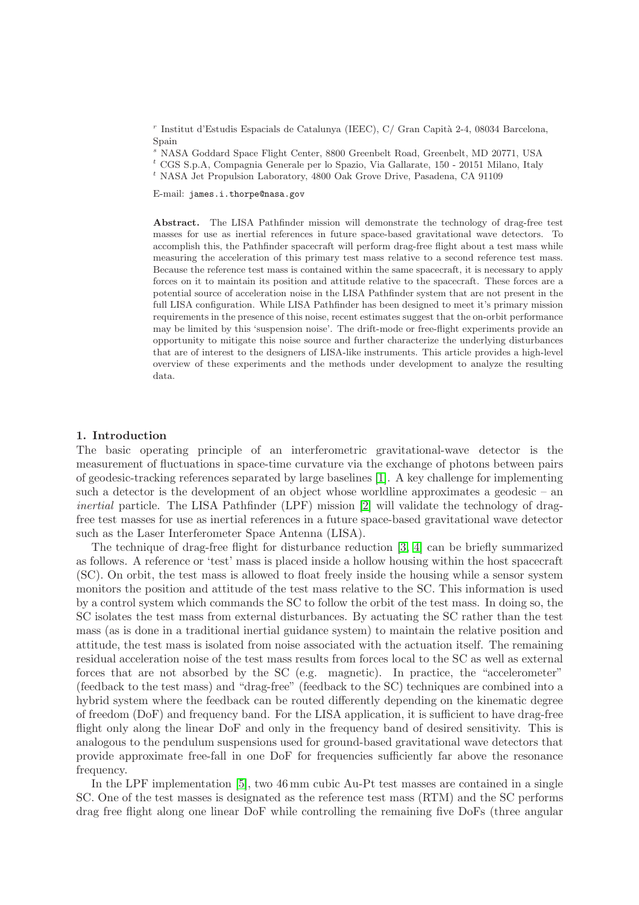[r] Institut d'Estudis Espacials de Catalunya (IEEC), C/ Gran Capità 2-4, 08034 Barcelona, Spain

[s] NASA Goddard Space Flight Center, 8800 Greenbelt Road, Greenbelt, MD 20771, USA

[t] CGS S.p.A, Compagnia Generale per lo Spazio, Via Gallarate, 150 - 20151 Milano, Italy

[t] NASA Jet Propulsion Laboratory, 4800 Oak Grove Drive, Pasadena, CA 91109

E-mail: james.i.thorpe@nasa.gov

**Abstract.** The LISA Pathfinder mission will demonstrate the technology of drag-free test masses for use as inertial references in future space-based gravitational wave detectors. To accomplish this, the Pathfinder spacecraft will perform drag-free flight about a test mass while measuring the acceleration of this primary test mass relative to a second reference test mass. Because the reference test mass is contained within the same spacecraft, it is necessary to apply forces on it to maintain its position and attitude relative to the spacecraft. These forces are a potential source of acceleration noise in the LISA Pathfinder system that are not present in the full LISA configuration. While LISA Pathfinder has been designed to meet it's primary mission requirements in the presence of this noise, recent estimates suggest that the on-orbit performance may be limited by this 'suspension noise'. The drift-mode or free-flight experiments provide an opportunity to mitigate this noise source and further characterize the underlying disturbances that are of interest to the designers of LISA-like instruments. This article provides a high-level overview of these experiments and the methods under development to analyze the resulting data.

## 1. Introduction

The basic operating principle of an interferometric gravitational-wave detector is the measurement of fluctuations in space-time curvature via the exchange of photons between pairs of geodesic-tracking references separated by large baselines [1]. A key challenge for implementing such a detector is the development of an object whose worldline approximates a geodesic – an *inertial* particle. The LISA Pathfinder (LPF) mission [2] will validate the technology of drag-free test masses for use as inertial references in a future space-based gravitational wave detector such as the Laser Interferometer Space Antenna (LISA).

The technique of drag-free flight for disturbance reduction [3, 4] can be briefly summarized as follows. A reference or 'test' mass is placed inside a hollow housing within the host spacecraft (SC). On orbit, the test mass is allowed to float freely inside the housing while a sensor system monitors the position and attitude of the test mass relative to the SC. This information is used by a control system which commands the SC to follow the orbit of the test mass. In doing so, the SC isolates the test mass from external disturbances. By actuating the SC rather than the test mass (as is done in a traditional inertial guidance system) to maintain the relative position and attitude, the test mass is isolated from noise associated with the actuation itself. The remaining residual acceleration noise of the test mass results from forces local to the SC as well as external forces that are not absorbed by the SC (e.g. magnetic). In practice, the "accelerometer" (feedback to the test mass) and "drag-free" (feedback to the SC) techniques are combined into a hybrid system where the feedback can be routed differently depending on the kinematic degree of freedom (DoF) and frequency band. For the LISA application, it is sufficient to have drag-free flight only along the linear DoF and only in the frequency band of desired sensitivity. This is analogous to the pendulum suspensions used for ground-based gravitational wave detectors that provide approximate free-fall in one DoF for frequencies sufficiently far above the resonance frequency.

In the LPF implementation [5], two 46 mm cubic Au-Pt test masses are contained in a single SC. One of the test masses is designated as the reference test mass (RTM) and the SC performs drag free flight along one linear DoF while controlling the remaining five DoFs (three angular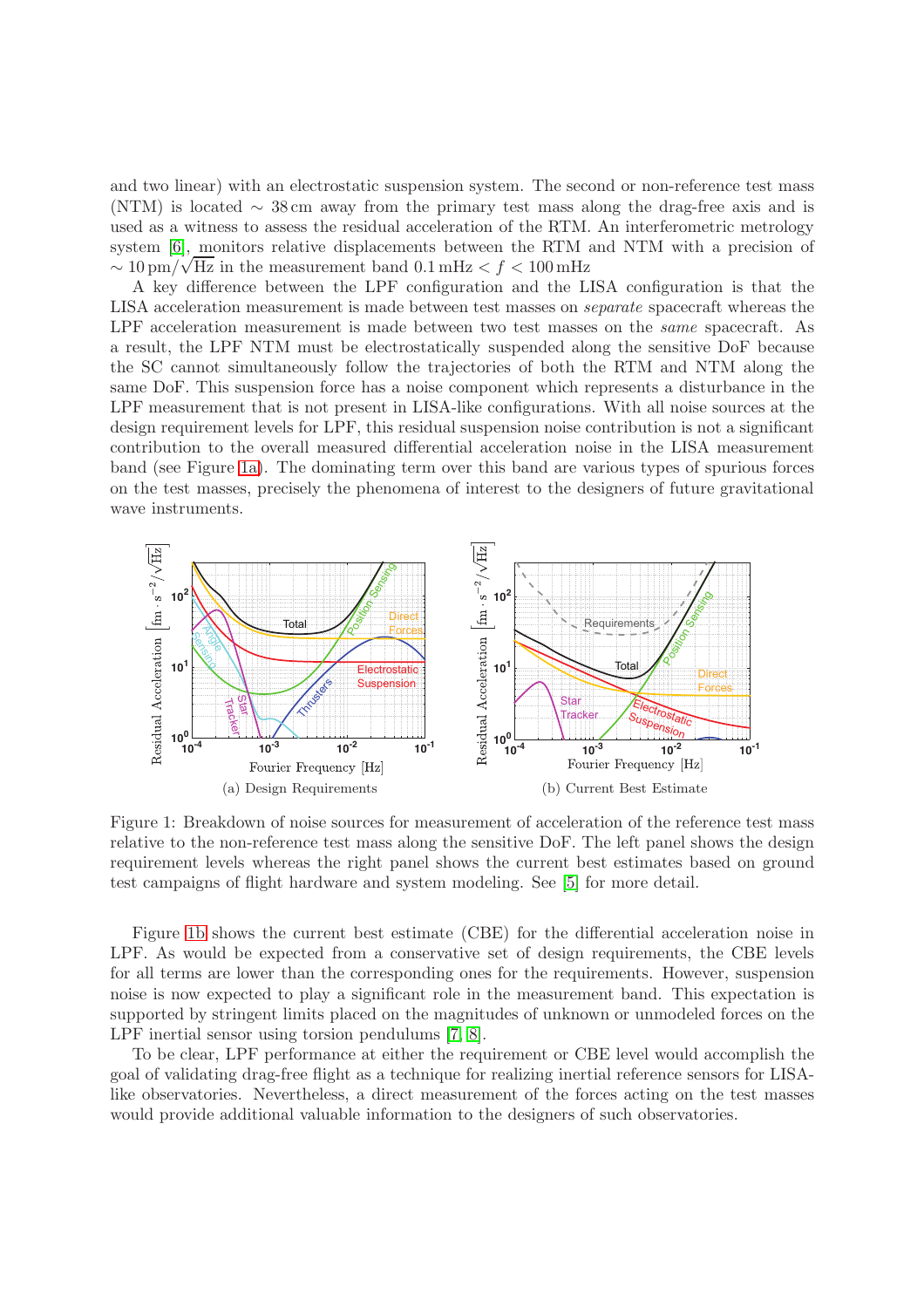and two linear) with an electrostatic suspension system. The second or non-reference test mass (NTM) is located $\sim 38\,\text{cm}$ away from the primary test mass along the drag-free axis and is used as a witness to assess the residual acceleration of the RTM. An interferometric metrology system [6], monitors relative displacements between the RTM and NTM with a precision of $\sim 10\,\text{pm}/\sqrt{\text{Hz}}$ in the measurement band $0.1\,\text{mHz} < f < 100\,\text{mHz}$

A key difference between the LPF configuration and the LISA configuration is that the LISA acceleration measurement is made between test masses on *separate* spacecraft whereas the LPF acceleration measurement is made between two test masses on the *same* spacecraft. As a result, the LPF NTM must be electrostatically suspended along the sensitive DoF because the SC cannot simultaneously follow the trajectories of both the RTM and NTM along the same DoF. This suspension force has a noise component which represents a disturbance in the LPF measurement that is not present in LISA-like configurations. With all noise sources at the design requirement levels for LPF, this residual suspension noise contribution is not a significant contribution to the overall measured differential acceleration noise in the LISA measurement band (see Figure 1a). The dominating term over this band are various types of spurious forces on the test masses, precisely the phenomena of interest to the designers of future gravitational wave instruments.

(a) Design Requirements

(b) Current Best Estimate

Figure 1: Breakdown of noise sources for measurement of acceleration of the reference test mass relative to the non-reference test mass along the sensitive DoF. The left panel shows the design requirement levels whereas the right panel shows the current best estimates based on ground test campaigns of flight hardware and system modeling. See [5] for more detail.

Figure 1b shows the current best estimate (CBE) for the differential acceleration noise in LPF. As would be expected from a conservative set of design requirements, the CBE levels for all terms are lower than the corresponding ones for the requirements. However, suspension noise is now expected to play a significant role in the measurement band. This expectation is supported by stringent limits placed on the magnitudes of unknown or unmodeled forces on the LPF inertial sensor using torsion pendulums [7, 8].

To be clear, LPF performance at either the requirement or CBE level would accomplish the goal of validating drag-free flight as a technique for realizing inertial reference sensors for LISA-like observatories. Nevertheless, a direct measurement of the forces acting on the test masses would provide additional valuable information to the designers of such observatories.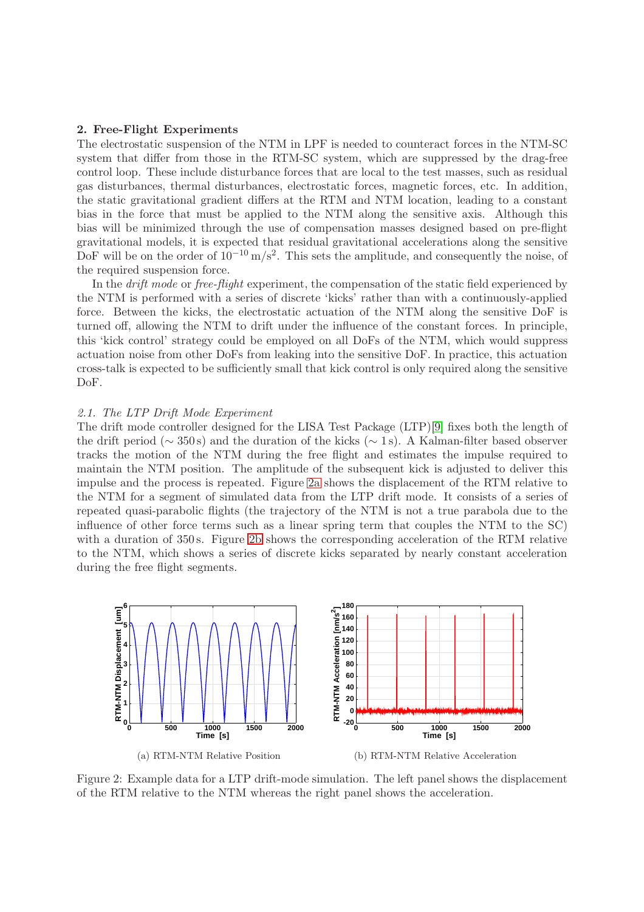## 2. Free-Flight Experiments

The electrostatic suspension of the NTM in LPF is needed to counteract forces in the NTM-SC system that differ from those in the RTM-SC system, which are suppressed by the drag-free control loop. These include disturbance forces that are local to the test masses, such as residual gas disturbances, thermal disturbances, electrostatic forces, magnetic forces, etc. In addition, the static gravitational gradient differs at the RTM and NTM location, leading to a constant bias in the force that must be applied to the NTM along the sensitive axis. Although this bias will be minimized through the use of compensation masses designed based on pre-flight gravitational models, it is expected that residual gravitational accelerations along the sensitive DoF will be on the order of $10^{-10}\,\mathrm{m/s^2}$. This sets the amplitude, and consequently the noise, of the required suspension force.

In the *drift mode* or *free-flight* experiment, the compensation of the static field experienced by the NTM is performed with a series of discrete 'kicks' rather than with a continuously-applied force. Between the kicks, the electrostatic actuation of the NTM along the sensitive DoF is turned off, allowing the NTM to drift under the influence of the constant forces. In principle, this 'kick control' strategy could be employed on all DoFs of the NTM, which would suppress actuation noise from other DoFs from leaking into the sensitive DoF. In practice, this actuation cross-talk is expected to be sufficiently small that kick control is only required along the sensitive DoF.

### 2.1. The LTP Drift Mode Experiment

The drift mode controller designed for the LISA Test Package (LTP)[9] fixes both the length of the drift period ($\sim 350\,\mathrm{s}$) and the duration of the kicks ($\sim 1\,\mathrm{s}$). A Kalman-filter based observer tracks the motion of the NTM during the free flight and estimates the impulse required to maintain the NTM position. The amplitude of the subsequent kick is adjusted to deliver this impulse and the process is repeated. Figure 2a shows the displacement of the RTM relative to the NTM for a segment of simulated data from the LTP drift mode. It consists of a series of repeated quasi-parabolic flights (the trajectory of the NTM is not a true parabola due to the influence of other force terms such as a linear spring term that couples the NTM to the SC) with a duration of 350 s. Figure 2b shows the corresponding acceleration of the RTM relative to the NTM, which shows a series of discrete kicks separated by nearly constant acceleration during the free flight segments.

(a) RTM-NTM Relative Position

(b) RTM-NTM Relative Acceleration

Figure 2: Example data for a LTP drift-mode simulation. The left panel shows the displacement of the RTM relative to the NTM whereas the right panel shows the acceleration.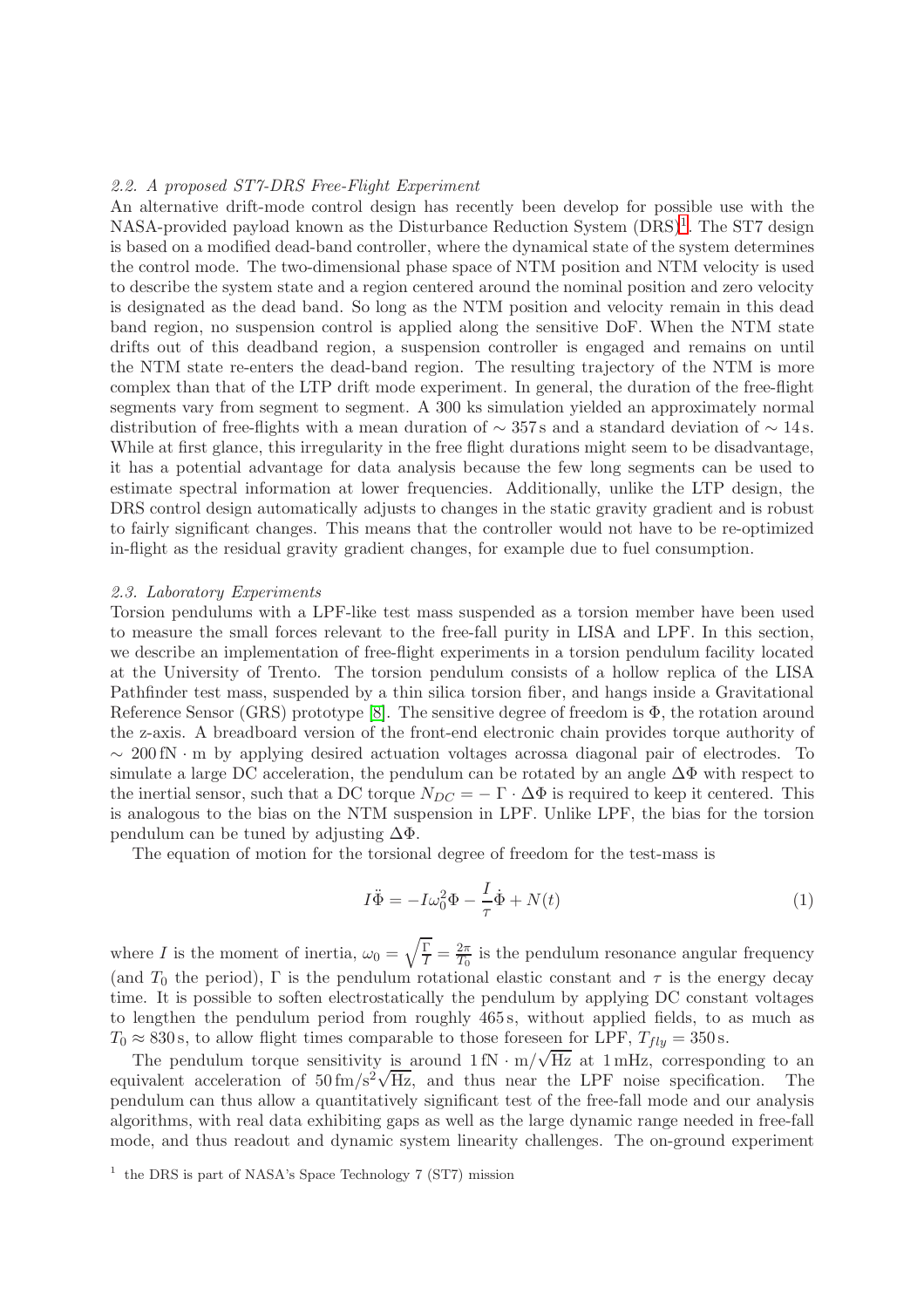### 2.2. A proposed ST7-DRS Free-Flight Experiment

An alternative drift-mode control design has recently been develop for possible use with the NASA-provided payload known as the Disturbance Reduction System (DRS)[1]. The ST7 design is based on a modified dead-band controller, where the dynamical state of the system determines the control mode. The two-dimensional phase space of NTM position and NTM velocity is used to describe the system state and a region centered around the nominal position and zero velocity is designated as the dead band. So long as the NTM position and velocity remain in this dead band region, no suspension control is applied along the sensitive DoF. When the NTM state drifts out of this deadband region, a suspension controller is engaged and remains on until the NTM state re-enters the dead-band region. The resulting trajectory of the NTM is more complex than that of the LTP drift mode experiment. In general, the duration of the free-flight segments vary from segment to segment. A 300 ks simulation yielded an approximately normal distribution of free-flights with a mean duration of $\sim 357$ s and a standard deviation of $\sim 14$ s. While at first glance, this irregularity in the free flight durations might seem to be disadvantage, it has a potential advantage for data analysis because the few long segments can be used to estimate spectral information at lower frequencies. Additionally, unlike the LTP design, the DRS control design automatically adjusts to changes in the static gravity gradient and is robust to fairly significant changes. This means that the controller would not have to be re-optimized in-flight as the residual gravity gradient changes, for example due to fuel consumption.

### 2.3. Laboratory Experiments

Torsion pendulums with a LPF-like test mass suspended as a torsion member have been used to measure the small forces relevant to the free-fall purity in LISA and LPF. In this section, we describe an implementation of free-flight experiments in a torsion pendulum facility located at the University of Trento. The torsion pendulum consists of a hollow replica of the LISA Pathfinder test mass, suspended by a thin silica torsion fiber, and hangs inside a Gravitational Reference Sensor (GRS) prototype [8]. The sensitive degree of freedom is $\Phi$, the rotation around the z-axis. A breadboard version of the front-end electronic chain provides torque authority of $\sim 200\,\mathrm{fN \cdot m}$ by applying desired actuation voltages acrossa diagonal pair of electrodes. To simulate a large DC acceleration, the pendulum can be rotated by an angle $\Delta\Phi$ with respect to the inertial sensor, such that a DC torque $N_{DC} = -\,\Gamma \cdot \Delta\Phi$ is required to keep it centered. This is analogous to the bias on the NTM suspension in LPF. Unlike LPF, the bias for the torsion pendulum can be tuned by adjusting $\Delta\Phi$.

The equation of motion for the torsional degree of freedom for the test-mass is

$$I\ddot{\Phi} = -I\omega_0^2\Phi - \frac{I}{\tau}\dot{\Phi} + N(t) \tag{1}$$

where $I$ is the moment of inertia, $\omega_0 = \sqrt{\frac{\Gamma}{I}} = \frac{2\pi}{T_0}$ is the pendulum resonance angular frequency (and $T_0$ the period), $\Gamma$ is the pendulum rotational elastic constant and $\tau$ is the energy decay time. It is possible to soften electrostatically the pendulum by applying DC constant voltages to lengthen the pendulum period from roughly 465 s, without applied fields, to as much as $T_0 \approx 830$ s, to allow flight times comparable to those foreseen for LPF, $T_{fly} = 350$ s.

The pendulum torque sensitivity is around $1\,\mathrm{fN \cdot m}/\sqrt{\mathrm{Hz}}$ at 1 mHz, corresponding to an equivalent acceleration of $50\,\mathrm{fm/s^2}\sqrt{\mathrm{Hz}}$, and thus near the LPF noise specification. The pendulum can thus allow a quantitatively significant test of the free-fall mode and our analysis algorithms, with real data exhibiting gaps as well as the large dynamic range needed in free-fall mode, and thus readout and dynamic system linearity challenges. The on-ground experiment

[1] the DRS is part of NASA's Space Technology 7 (ST7) mission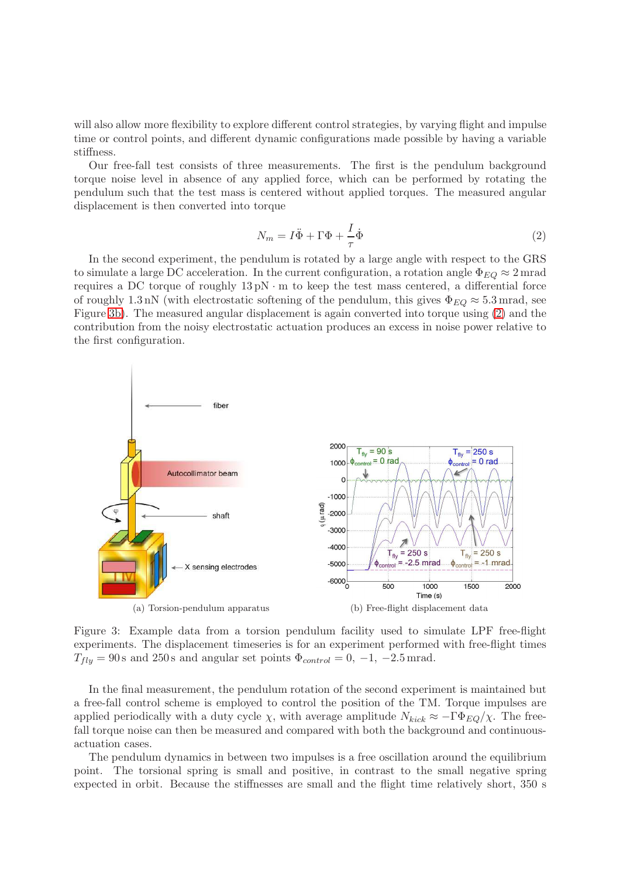will also allow more flexibility to explore different control strategies, by varying flight and impulse time or control points, and different dynamic configurations made possible by having a variable stiffness.

Our free-fall test consists of three measurements. The first is the pendulum background torque noise level in absence of any applied force, which can be performed by rotating the pendulum such that the test mass is centered without applied torques. The measured angular displacement is then converted into torque

$$N_m = I\ddot{\Phi} + \Gamma\Phi + \frac{I}{\tau}\dot{\Phi} \tag{2}$$

In the second experiment, the pendulum is rotated by a large angle with respect to the GRS to simulate a large DC acceleration. In the current configuration, a rotation angle $\Phi_{EQ} \approx 2\,\mathrm{mrad}$ requires a DC torque of roughly $13\,\mathrm{pN \cdot m}$ to keep the test mass centered, a differential force of roughly $1.3\,\mathrm{nN}$ (with electrostatic softening of the pendulum, this gives $\Phi_{EQ} \approx 5.3\,\mathrm{mrad}$, see Figure 3b). The measured angular displacement is again converted into torque using (2) and the contribution from the noisy electrostatic actuation produces an excess in noise power relative to the first configuration.

(a) Torsion-pendulum apparatus

(b) Free-flight displacement data

Figure 3: Example data from a torsion pendulum facility used to simulate LPF free-flight experiments. The displacement timeseries is for an experiment performed with free-flight times $T_{fly} = 90\,\mathrm{s}$ and $250\,\mathrm{s}$ and angular set points $\Phi_{control} = 0, -1, -2.5\,\mathrm{mrad}$.

In the final measurement, the pendulum rotation of the second experiment is maintained but a free-fall control scheme is employed to control the position of the TM. Torque impulses are applied periodically with a duty cycle $\chi$, with average amplitude $N_{kick} \approx -\Gamma\Phi_{EQ}/\chi$. The free-fall torque noise can then be measured and compared with both the background and continuous-actuation cases.

The pendulum dynamics in between two impulses is a free oscillation around the equilibrium point. The torsional spring is small and positive, in contrast to the small negative spring expected in orbit. Because the stiffnesses are small and the flight time relatively short, 350 s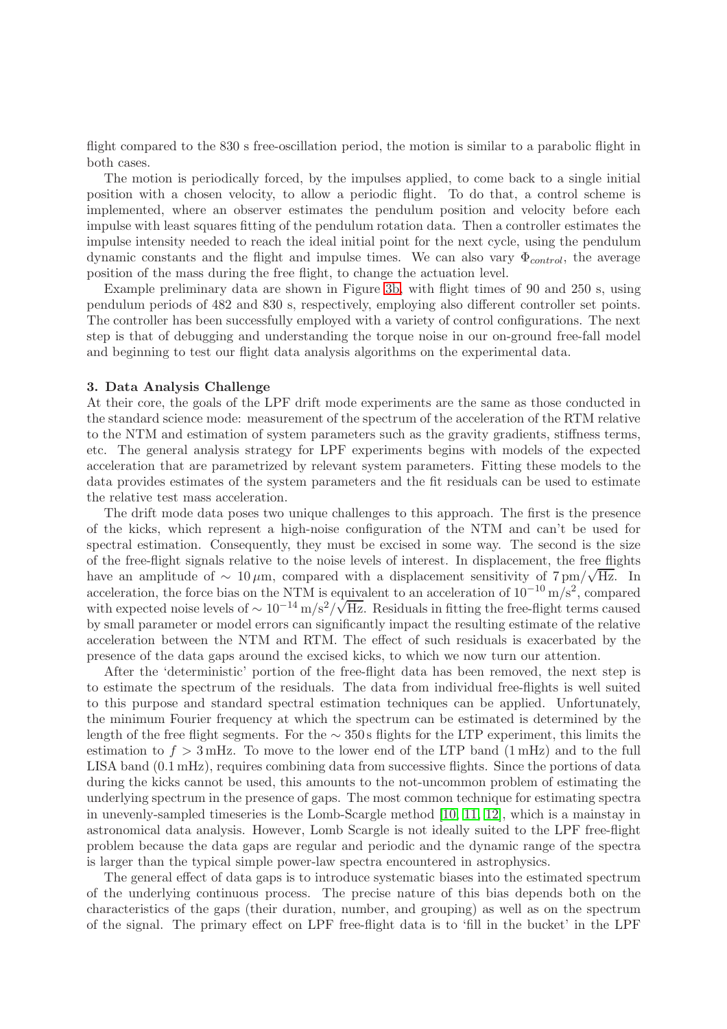flight compared to the 830 s free-oscillation period, the motion is similar to a parabolic flight in both cases.

The motion is periodically forced, by the impulses applied, to come back to a single initial position with a chosen velocity, to allow a periodic flight. To do that, a control scheme is implemented, where an observer estimates the pendulum position and velocity before each impulse with least squares fitting of the pendulum rotation data. Then a controller estimates the impulse intensity needed to reach the ideal initial point for the next cycle, using the pendulum dynamic constants and the flight and impulse times. We can also vary $\Phi_{control}$, the average position of the mass during the free flight, to change the actuation level.

Example preliminary data are shown in Figure 3b, with flight times of 90 and 250 s, using pendulum periods of 482 and 830 s, respectively, employing also different controller set points. The controller has been successfully employed with a variety of control configurations. The next step is that of debugging and understanding the torque noise in our on-ground free-fall model and beginning to test our flight data analysis algorithms on the experimental data.

### 3. Data Analysis Challenge

At their core, the goals of the LPF drift mode experiments are the same as those conducted in the standard science mode: measurement of the spectrum of the acceleration of the RTM relative to the NTM and estimation of system parameters such as the gravity gradients, stiffness terms, etc. The general analysis strategy for LPF experiments begins with models of the expected acceleration that are parametrized by relevant system parameters. Fitting these models to the data provides estimates of the system parameters and the fit residuals can be used to estimate the relative test mass acceleration.

The drift mode data poses two unique challenges to this approach. The first is the presence of the kicks, which represent a high-noise configuration of the NTM and can't be used for spectral estimation. Consequently, they must be excised in some way. The second is the size of the free-flight signals relative to the noise levels of interest. In displacement, the free flights have an amplitude of $\sim 10\,\mu$m, compared with a displacement sensitivity of $7\,\mathrm{pm}/\sqrt{\mathrm{Hz}}$. In acceleration, the force bias on the NTM is equivalent to an acceleration of $10^{-10}\,\mathrm{m/s^2}$, compared with expected noise levels of $\sim 10^{-14}\,\mathrm{m/s^2}/\sqrt{\mathrm{Hz}}$. Residuals in fitting the free-flight terms caused by small parameter or model errors can significantly impact the resulting estimate of the relative acceleration between the NTM and RTM. The effect of such residuals is exacerbated by the presence of the data gaps around the excised kicks, to which we now turn our attention.

After the 'deterministic' portion of the free-flight data has been removed, the next step is to estimate the spectrum of the residuals. The data from individual free-flights is well suited to this purpose and standard spectral estimation techniques can be applied. Unfortunately, the minimum Fourier frequency at which the spectrum can be estimated is determined by the length of the free flight segments. For the $\sim 350$ s flights for the LTP experiment, this limits the estimation to $f > 3$ mHz. To move to the lower end of the LTP band (1 mHz) and to the full LISA band (0.1 mHz), requires combining data from successive flights. Since the portions of data during the kicks cannot be used, this amounts to the not-uncommon problem of estimating the underlying spectrum in the presence of gaps. The most common technique for estimating spectra in unevenly-sampled timeseries is the Lomb-Scargle method [10, 11, 12], which is a mainstay in astronomical data analysis. However, Lomb Scargle is not ideally suited to the LPF free-flight problem because the data gaps are regular and periodic and the dynamic range of the spectra is larger than the typical simple power-law spectra encountered in astrophysics.

The general effect of data gaps is to introduce systematic biases into the estimated spectrum of the underlying continuous process. The precise nature of this bias depends both on the characteristics of the gaps (their duration, number, and grouping) as well as on the spectrum of the signal. The primary effect on LPF free-flight data is to 'fill in the bucket' in the LPF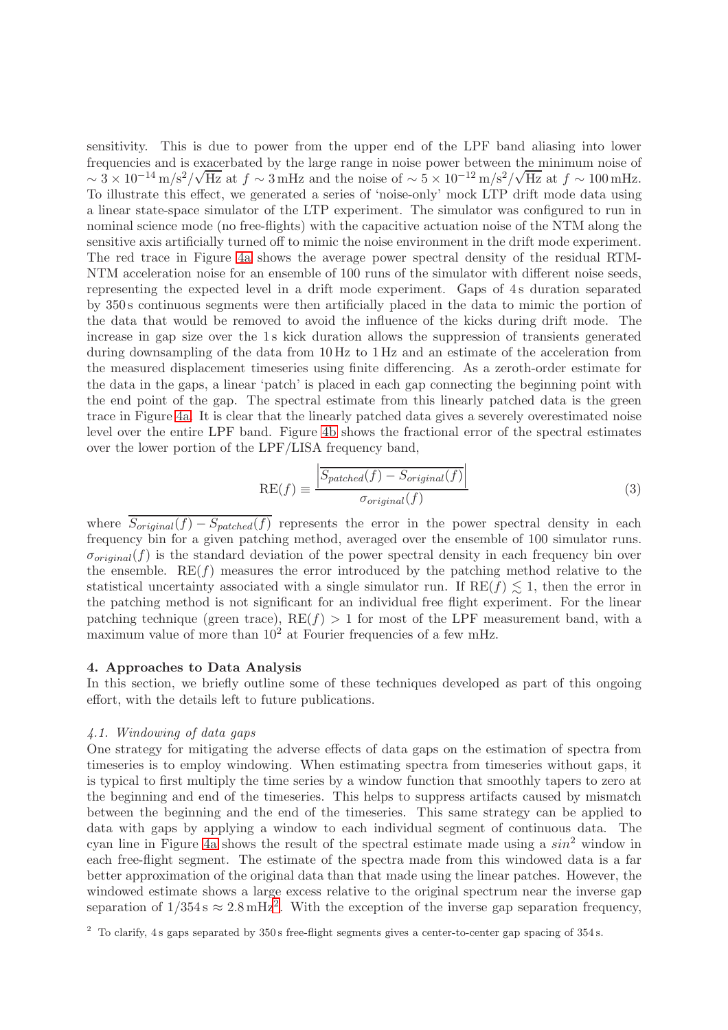sensitivity. This is due to power from the upper end of the LPF band aliasing into lower frequencies and is exacerbated by the large range in noise power between the minimum noise of $\sim 3 \times 10^{-14}\,\mathrm{m/s^2/\sqrt{Hz}}$ at $f \sim 3\,\mathrm{mHz}$ and the noise of $\sim 5 \times 10^{-12}\,\mathrm{m/s^2/\sqrt{Hz}}$ at $f \sim 100\,\mathrm{mHz}$. To illustrate this effect, we generated a series of 'noise-only' mock LTP drift mode data using a linear state-space simulator of the LTP experiment. The simulator was configured to run in nominal science mode (no free-flights) with the capacitive actuation noise of the NTM along the sensitive axis artificially turned off to mimic the noise environment in the drift mode experiment. The red trace in Figure 4a shows the average power spectral density of the residual RTM-NTM acceleration noise for an ensemble of 100 runs of the simulator with different noise seeds, representing the expected level in a drift mode experiment. Gaps of 4 s duration separated by 350 s continuous segments were then artificially placed in the data to mimic the portion of the data that would be removed to avoid the influence of the kicks during drift mode. The increase in gap size over the 1 s kick duration allows the suppression of transients generated during downsampling of the data from 10 Hz to 1 Hz and an estimate of the acceleration from the measured displacement timeseries using finite differencing. As a zeroth-order estimate for the data in the gaps, a linear 'patch' is placed in each gap connecting the beginning point with the end point of the gap. The spectral estimate from this linearly patched data is the green trace in Figure 4a. It is clear that the linearly patched data gives a severely overestimated noise level over the entire LPF band. Figure 4b shows the fractional error of the spectral estimates over the lower portion of the LPF/LISA frequency band,

$$\mathrm{RE}(f) \equiv \frac{\left|\overline{S_{patched}(f) - S_{original}(f)}\right|}{\sigma_{original}(f)} \tag{3}$$

where $\overline{S_{original}(f) - S_{patched}(f)}$ represents the error in the power spectral density in each frequency bin for a given patching method, averaged over the ensemble of 100 simulator runs. $\sigma_{original}(f)$ is the standard deviation of the power spectral density in each frequency bin over the ensemble. $\mathrm{RE}(f)$ measures the error introduced by the patching method relative to the statistical uncertainty associated with a single simulator run. If $\mathrm{RE}(f) \lesssim 1$, then the error in the patching method is not significant for an individual free flight experiment. For the linear patching technique (green trace), $\mathrm{RE}(f) > 1$ for most of the LPF measurement band, with a maximum value of more than $10^2$ at Fourier frequencies of a few mHz.

## 4. Approaches to Data Analysis

In this section, we briefly outline some of these techniques developed as part of this ongoing effort, with the details left to future publications.

### *4.1. Windowing of data gaps*

One strategy for mitigating the adverse effects of data gaps on the estimation of spectra from timeseries is to employ windowing. When estimating spectra from timeseries without gaps, it is typical to first multiply the time series by a window function that smoothly tapers to zero at the beginning and end of the timeseries. This helps to suppress artifacts caused by mismatch between the beginning and the end of the timeseries. This same strategy can be applied to data with gaps by applying a window to each individual segment of continuous data. The cyan line in Figure 4a shows the result of the spectral estimate made using a $sin^2$ window in each free-flight segment. The estimate of the spectra made from this windowed data is a far better approximation of the original data than that made using the linear patches. However, the windowed estimate shows a large excess relative to the original spectrum near the inverse gap separation of $1/354\,\mathrm{s} \approx 2.8\,\mathrm{mHz}$[2]. With the exception of the inverse gap separation frequency,

[2] To clarify, 4 s gaps separated by 350 s free-flight segments gives a center-to-center gap spacing of 354 s.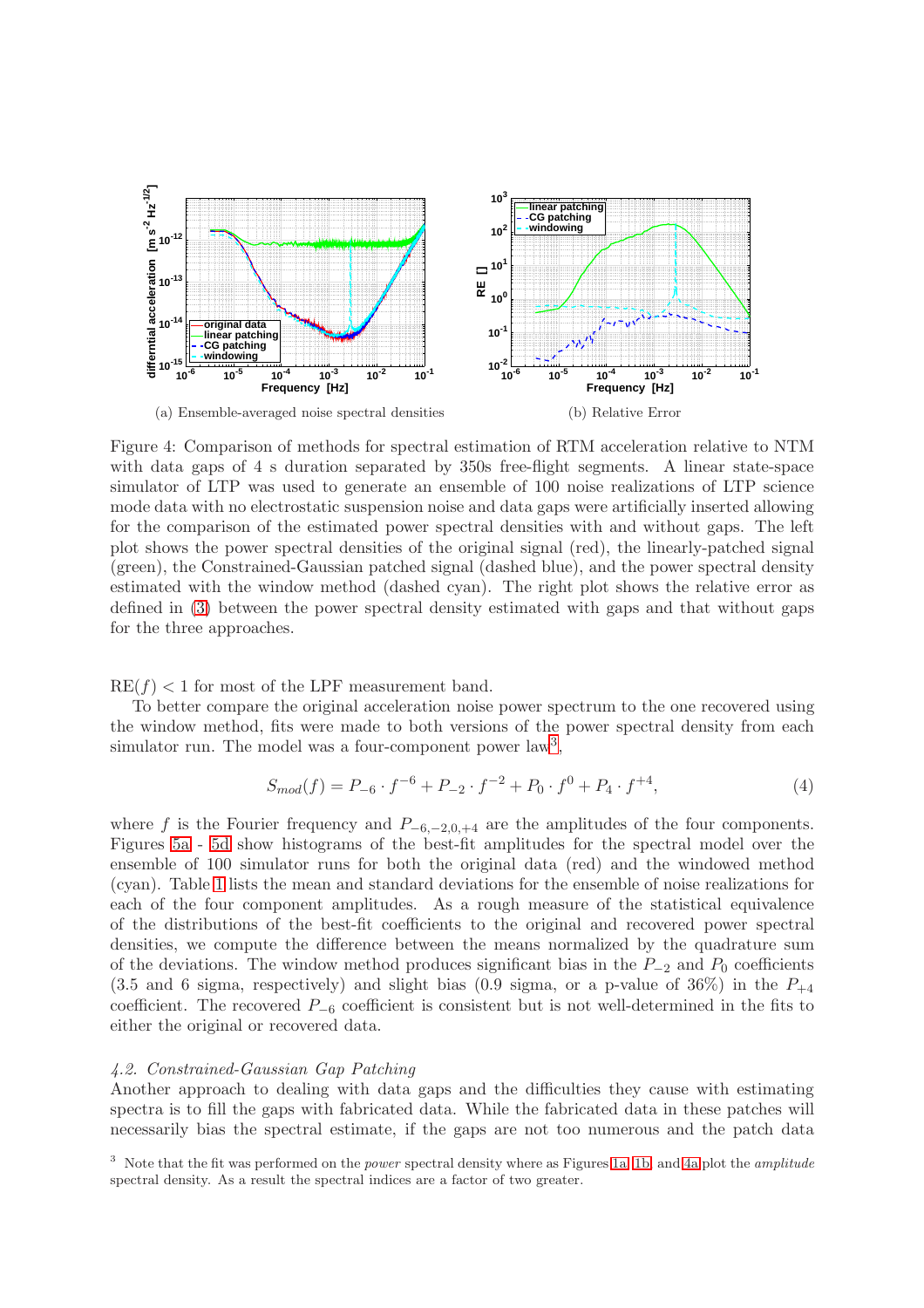(a) Ensemble-averaged noise spectral densities

(b) Relative Error

Figure 4: Comparison of methods for spectral estimation of RTM acceleration relative to NTM with data gaps of 4 s duration separated by 350s free-flight segments. A linear state-space simulator of LTP was used to generate an ensemble of 100 noise realizations of LTP science mode data with no electrostatic suspension noise and data gaps were artificially inserted allowing for the comparison of the estimated power spectral densities with and without gaps. The left plot shows the power spectral densities of the original signal (red), the linearly-patched signal (green), the Constrained-Gaussian patched signal (dashed blue), and the power spectral density estimated with the window method (dashed cyan). The right plot shows the relative error as defined in (3) between the power spectral density estimated with gaps and that without gaps for the three approaches.

$\mathrm{RE}(f) < 1$ for most of the LPF measurement band.

To better compare the original acceleration noise power spectrum to the one recovered using the window method, fits were made to both versions of the power spectral density from each simulator run. The model was a four-component power law[3],

$$S_{mod}(f) = P_{-6} \cdot f^{-6} + P_{-2} \cdot f^{-2} + P_0 \cdot f^0 + P_4 \cdot f^{+4}, \tag{4}$$

where $f$ is the Fourier frequency and $P_{-6,-2,0,+4}$ are the amplitudes of the four components. Figures 5a - 5d show histograms of the best-fit amplitudes for the spectral model over the ensemble of 100 simulator runs for both the original data (red) and the windowed method (cyan). Table 1 lists the mean and standard deviations for the ensemble of noise realizations for each of the four component amplitudes. As a rough measure of the statistical equivalence of the distributions of the best-fit coefficients to the original and recovered power spectral densities, we compute the difference between the means normalized by the quadrature sum of the deviations. The window method produces significant bias in the $P_{-2}$ and $P_0$ coefficients (3.5 and 6 sigma, respectively) and slight bias (0.9 sigma, or a p-value of 36%) in the $P_{+4}$ coefficient. The recovered $P_{-6}$ coefficient is consistent but is not well-determined in the fits to either the original or recovered data.

### 4.2. Constrained-Gaussian Gap Patching

Another approach to dealing with data gaps and the difficulties they cause with estimating spectra is to fill the gaps with fabricated data. While the fabricated data in these patches will necessarily bias the spectral estimate, if the gaps are not too numerous and the patch data

[3] Note that the fit was performed on the *power* spectral density where as Figures 1a, 1b, and 4a plot the *amplitude* spectral density. As a result the spectral indices are a factor of two greater.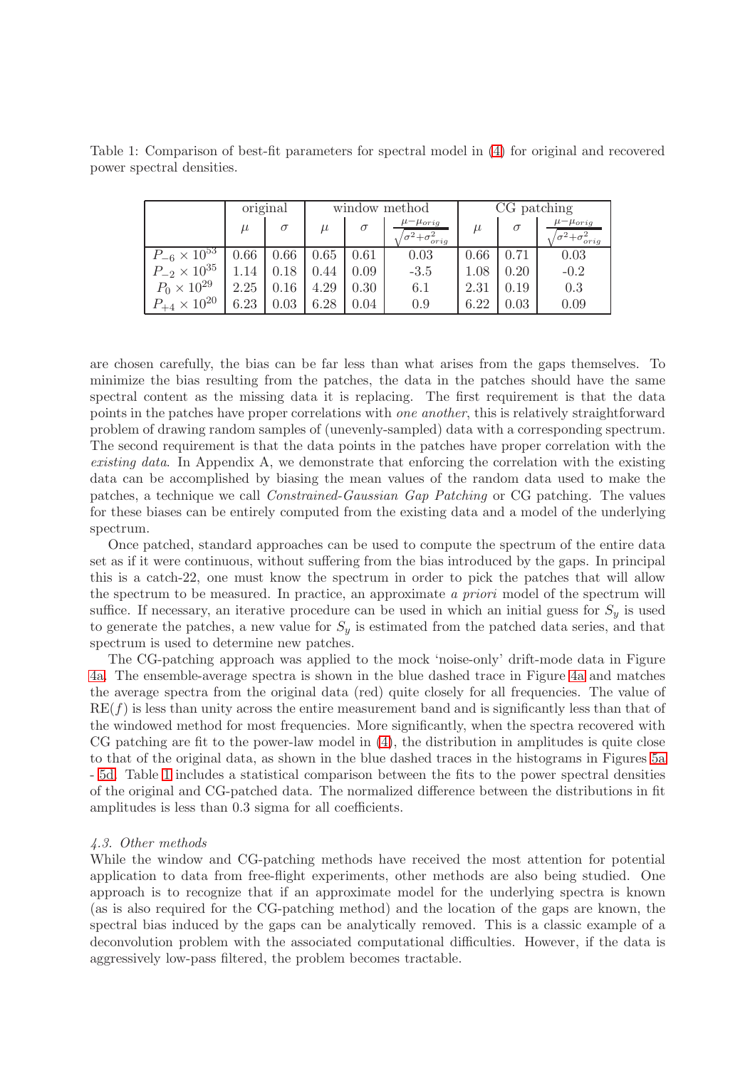Table 1: Comparison of best-fit parameters for spectral model in (4) for original and recovered power spectral densities.

| | original | | window method | | | CG patching | | |
|---|---|---|---|---|---|---|---|---|
| | $\mu$ | $\sigma$ | $\mu$ | $\sigma$ | $\frac{\mu-\mu_{orig}}{\sqrt{\sigma^2+\sigma_{orig}^2}}$ | $\mu$ | $\sigma$ | $\frac{\mu-\mu_{orig}}{\sqrt{\sigma^2+\sigma_{orig}^2}}$ |
| $P_{-6}\times 10^{53}$ | 0.66 | 0.66 | 0.65 | 0.61 | 0.03 | 0.66 | 0.71 | 0.03 |
| $P_{-2}\times 10^{35}$ | 1.14 | 0.18 | 0.44 | 0.09 | -3.5 | 1.08 | 0.20 | -0.2 |
| $P_{0}\times 10^{29}$ | 2.25 | 0.16 | 4.29 | 0.30 | 6.1 | 2.31 | 0.19 | 0.3 |
| $P_{+4}\times 10^{20}$ | 6.23 | 0.03 | 6.28 | 0.04 | 0.9 | 6.22 | 0.03 | 0.09 |

are chosen carefully, the bias can be far less than what arises from the gaps themselves. To minimize the bias resulting from the patches, the data in the patches should have the same spectral content as the missing data it is replacing. The first requirement is that the data points in the patches have proper correlations with *one another*, this is relatively straightforward problem of drawing random samples of (unevenly-sampled) data with a corresponding spectrum. The second requirement is that the data points in the patches have proper correlation with the *existing data*. In Appendix A, we demonstrate that enforcing the correlation with the existing data can be accomplished by biasing the mean values of the random data used to make the patches, a technique we call *Constrained-Gaussian Gap Patching* or CG patching. The values for these biases can be entirely computed from the existing data and a model of the underlying spectrum.

Once patched, standard approaches can be used to compute the spectrum of the entire data set as if it were continuous, without suffering from the bias introduced by the gaps. In principal this is a catch-22, one must know the spectrum in order to pick the patches that will allow the spectrum to be measured. In practice, an approximate *a priori* model of the spectrum will suffice. If necessary, an iterative procedure can be used in which an initial guess for $S_y$ is used to generate the patches, a new value for $S_y$ is estimated from the patched data series, and that spectrum is used to determine new patches.

The CG-patching approach was applied to the mock 'noise-only' drift-mode data in Figure 4a. The ensemble-average spectra is shown in the blue dashed trace in Figure 4a and matches the average spectra from the original data (red) quite closely for all frequencies. The value of $\mathrm{RE}(f)$ is less than unity across the entire measurement band and is significantly less than that of the windowed method for most frequencies. More significantly, when the spectra recovered with CG patching are fit to the power-law model in (4), the distribution in amplitudes is quite close to that of the original data, as shown in the blue dashed traces in the histograms in Figures 5a - 5d. Table 1 includes a statistical comparison between the fits to the power spectral densities of the original and CG-patched data. The normalized difference between the distributions in fit amplitudes is less than 0.3 sigma for all coefficients.

### *4.3. Other methods*

While the window and CG-patching methods have received the most attention for potential application to data from free-flight experiments, other methods are also being studied. One approach is to recognize that if an approximate model for the underlying spectra is known (as is also required for the CG-patching method) and the location of the gaps are known, the spectral bias induced by the gaps can be analytically removed. This is a classic example of a deconvolution problem with the associated computational difficulties. However, if the data is aggressively low-pass filtered, the problem becomes tractable.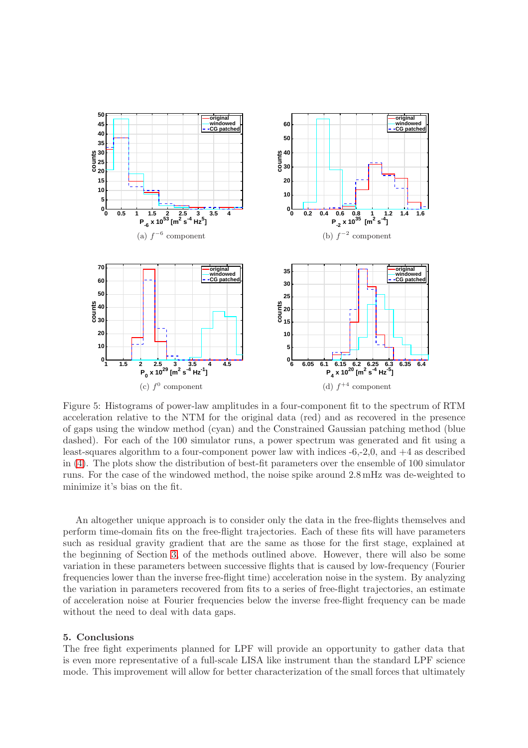(a) $f^{-6}$ component

(b) $f^{-2}$ component

(c) $f^{0}$ component

(d) $f^{+4}$ component

Figure 5: Histograms of power-law amplitudes in a four-component fit to the spectrum of RTM acceleration relative to the NTM for the original data (red) and as recovered in the presence of gaps using the window method (cyan) and the Constrained Gaussian patching method (blue dashed). For each of the 100 simulator runs, a power spectrum was generated and fit using a least-squares algorithm to a four-component power law with indices -6,-2,0, and +4 as described in (4). The plots show the distribution of best-fit parameters over the ensemble of 100 simulator runs. For the case of the windowed method, the noise spike around 2.8 mHz was de-weighted to minimize it's bias on the fit.

An altogether unique approach is to consider only the data in the free-flights themselves and perform time-domain fits on the free-flight trajectories. Each of these fits will have parameters such as residual gravity gradient that are the same as those for the first stage, explained at the beginning of Section 3, of the methods outlined above. However, there will also be some variation in these parameters between successive flights that is caused by low-frequency (Fourier frequencies lower than the inverse free-flight time) acceleration noise in the system. By analyzing the variation in parameters recovered from fits to a series of free-flight trajectories, an estimate of acceleration noise at Fourier frequencies below the inverse free-flight frequency can be made without the need to deal with data gaps.

## 5. Conclusions

The free fight experiments planned for LPF will provide an opportunity to gather data that is even more representative of a full-scale LISA like instrument than the standard LPF science mode. This improvement will allow for better characterization of the small forces that ultimately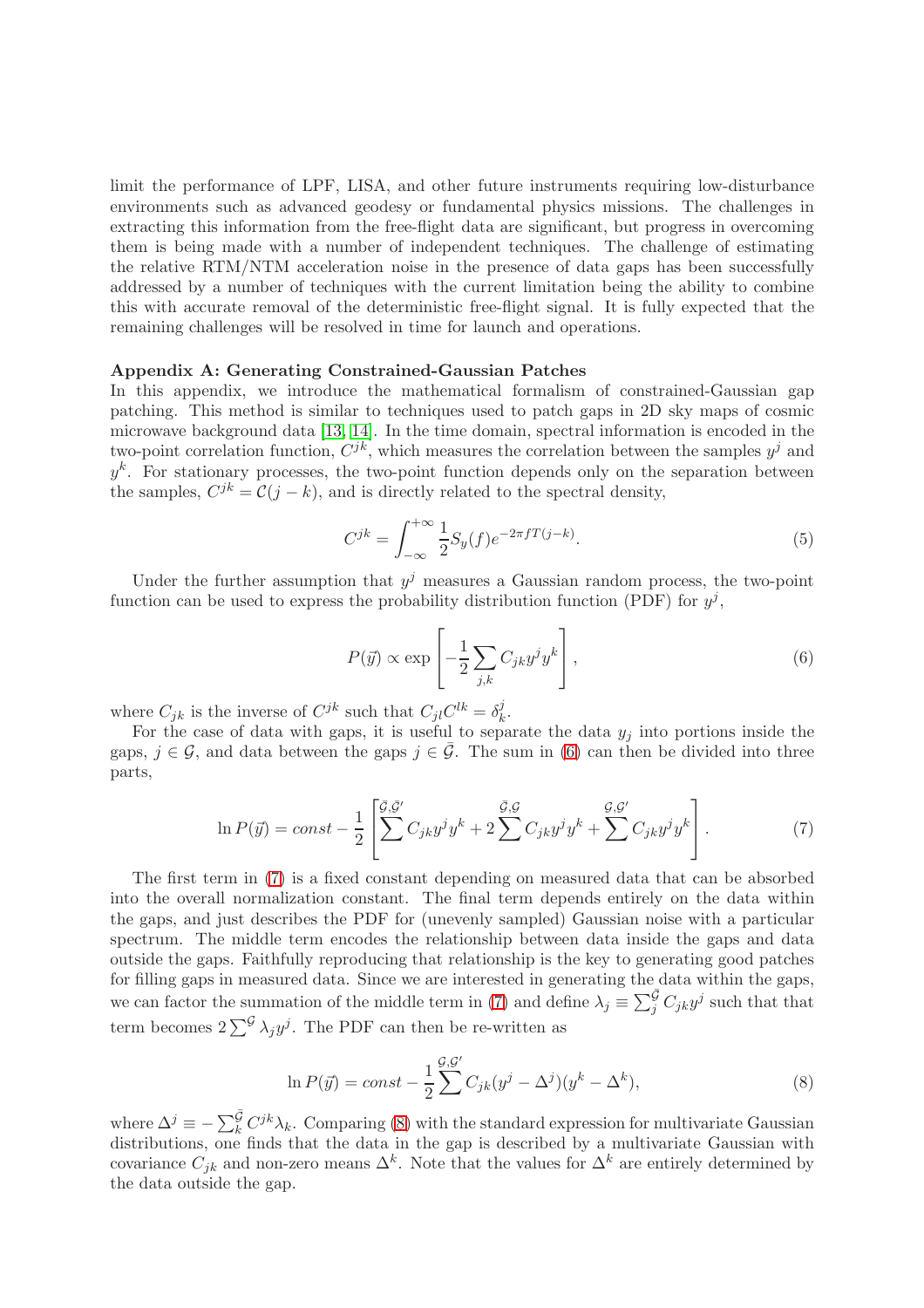limit the performance of LPF, LISA, and other future instruments requiring low-disturbance environments such as advanced geodesy or fundamental physics missions. The challenges in extracting this information from the free-flight data are significant, but progress in overcoming them is being made with a number of independent techniques. The challenge of estimating the relative RTM/NTM acceleration noise in the presence of data gaps has been successfully addressed by a number of techniques with the current limitation being the ability to combine this with accurate removal of the deterministic free-flight signal. It is fully expected that the remaining challenges will be resolved in time for launch and operations.

**Appendix A: Generating Constrained-Gaussian Patches**

In this appendix, we introduce the mathematical formalism of constrained-Gaussian gap patching. This method is similar to techniques used to patch gaps in 2D sky maps of cosmic microwave background data [13, 14]. In the time domain, spectral information is encoded in the two-point correlation function, $C^{jk}$, which measures the correlation between the samples $y^j$ and $y^k$. For stationary processes, the two-point function depends only on the separation between the samples, $C^{jk} = \mathcal{C}(j-k)$, and is directly related to the spectral density,

$$C^{jk} = \int_{-\infty}^{+\infty} \frac{1}{2} S_y(f) e^{-2\pi f T(j-k)}. \tag{5}$$

Under the further assumption that $y^j$ measures a Gaussian random process, the two-point function can be used to express the probability distribution function (PDF) for $y^j$,

$$P(\vec{y}) \propto \exp\left[-\frac{1}{2}\sum_{j,k} C_{jk} y^j y^k\right], \tag{6}$$

where $C_{jk}$ is the inverse of $C^{jk}$ such that $C_{jl}C^{lk} = \delta^j_k$.

For the case of data with gaps, it is useful to separate the data $y_j$ into portions inside the gaps, $j \in \mathcal{G}$, and data between the gaps $j \in \bar{\mathcal{G}}$. The sum in (6) can then be divided into three parts,

$$\ln P(\vec{y}) = const - \frac{1}{2}\left[\sum^{\bar{\mathcal{G}},\bar{\mathcal{G}}'} C_{jk} y^j y^k + 2\sum^{\bar{\mathcal{G}},\mathcal{G}} C_{jk} y^j y^k + \sum^{\mathcal{G},\mathcal{G}'} C_{jk} y^j y^k\right]. \tag{7}$$

The first term in (7) is a fixed constant depending on measured data that can be absorbed into the overall normalization constant. The final term depends entirely on the data within the gaps, and just describes the PDF for (unevenly sampled) Gaussian noise with a particular spectrum. The middle term encodes the relationship between data inside the gaps and data outside the gaps. Faithfully reproducing that relationship is the key to generating good patches for filling gaps in measured data. Since we are interested in generating the data within the gaps, we can factor the summation of the middle term in (7) and define $\lambda_j \equiv \sum_j^{\bar{\mathcal{G}}} C_{jk} y^j$ such that that term becomes $2\sum^{\mathcal{G}} \lambda_j y^j$. The PDF can then be re-written as

$$\ln P(\vec{y}) = const - \frac{1}{2}\sum^{\mathcal{G},\mathcal{G}'} C_{jk}(y^j - \Delta^j)(y^k - \Delta^k), \tag{8}$$

where $\Delta^j \equiv -\sum_k^{\bar{\mathcal{G}}} C^{jk}\lambda_k$. Comparing (8) with the standard expression for multivariate Gaussian distributions, one finds that the data in the gap is described by a multivariate Gaussian with covariance $C_{jk}$ and non-zero means $\Delta^k$. Note that the values for $\Delta^k$ are entirely determined by the data outside the gap.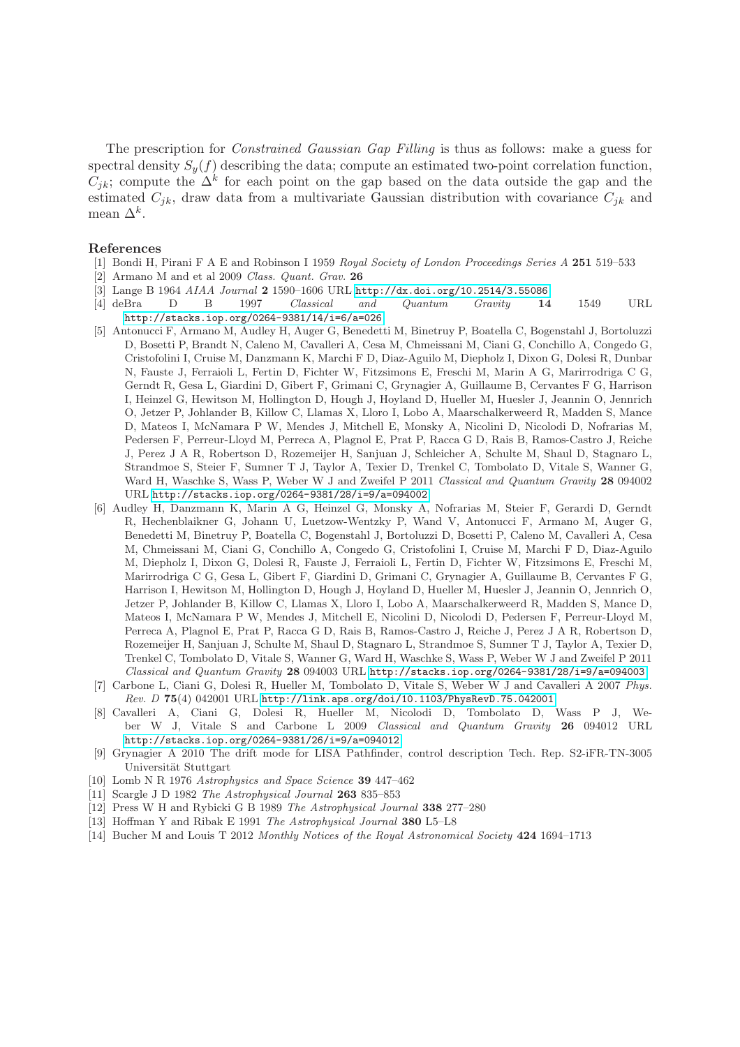The prescription for *Constrained Gaussian Gap Filling* is thus as follows: make a guess for spectral density $S_y(f)$ describing the data; compute an estimated two-point correlation function, $C_{jk}$; compute the $\Delta^k$ for each point on the gap based on the data outside the gap and the estimated $C_{jk}$, draw data from a multivariate Gaussian distribution with covariance $C_{jk}$ and mean $\Delta^k$.

## References

[1] Bondi H, Pirani F A E and Robinson I 1959 *Royal Society of London Proceedings Series A* **251** 519–533

[2] Armano M and et al 2009 *Class. Quant. Grav.* **26**

[3] Lange B 1964 *AIAA Journal* **2** 1590–1606 URL http://dx.doi.org/10.2514/3.55086

[4] deBra D B 1997 *Classical and Quantum Gravity* **14** 1549 URL http://stacks.iop.org/0264-9381/14/i=6/a=026

[5] Antonucci F, Armano M, Audley H, Auger G, Benedetti M, Binetruy P, Boatella C, Bogenstahl J, Bortoluzzi D, Bosetti P, Brandt N, Caleno M, Cavalleri A, Cesa M, Chmeissani M, Ciani G, Conchillo A, Congedo G, Cristofolini I, Cruise M, Danzmann K, Marchi F D, Diaz-Aguilo M, Diepholz I, Dixon G, Dolesi R, Dunbar N, Fauste J, Ferraioli L, Fertin D, Fichter W, Fitzsimons E, Freschi M, Marin A G, Marirrodriga C G, Gerndt R, Gesa L, Giardini D, Gibert F, Grimani C, Grynagier A, Guillaume B, Cervantes F G, Harrison I, Heinzel G, Hewitson M, Hollington D, Hough J, Hoyland D, Hueller M, Huesler J, Jeannin O, Jennrich O, Jetzer P, Johlander B, Killow C, Llamas X, Lloro I, Lobo A, Maarschalkerweerd R, Madden S, Mance D, Mateos I, McNamara P W, Mendes J, Mitchell E, Monsky A, Nicolini D, Nicolodi D, Nofrarias M, Pedersen F, Perreur-Lloyd M, Perreca A, Plagnol E, Prat P, Racca G D, Rais B, Ramos-Castro J, Reiche J, Perez J A R, Robertson D, Rozemeijer H, Sanjuan J, Schleicher A, Schulte M, Shaul D, Stagnaro L, Strandmoe S, Steier F, Sumner T J, Taylor A, Texier D, Trenkel C, Tombolato D, Vitale S, Wanner G, Ward H, Waschke S, Wass P, Weber W J and Zweifel P 2011 *Classical and Quantum Gravity* **28** 094002 URL http://stacks.iop.org/0264-9381/28/i=9/a=094002

[6] Audley H, Danzmann K, Marin A G, Heinzel G, Monsky A, Nofrarias M, Steier F, Gerardi D, Gerndt R, Hechenblaikner G, Johann U, Luetzow-Wentzky P, Wand V, Antonucci F, Armano M, Auger G, Benedetti M, Binetruy P, Boatella C, Bogenstahl J, Bortoluzzi D, Bosetti P, Caleno M, Cavalleri A, Cesa M, Chmeissani M, Ciani G, Conchillo A, Congedo G, Cristofolini I, Cruise M, Marchi F D, Diaz-Aguilo M, Diepholz I, Dixon G, Dolesi R, Fauste J, Ferraioli L, Fertin D, Fichter W, Fitzsimons E, Freschi M, Marirrodriga C G, Gesa L, Gibert F, Giardini D, Grimani C, Grynagier A, Guillaume B, Cervantes F G, Harrison I, Hewitson M, Hollington D, Hough J, Hoyland D, Hueller M, Huesler J, Jeannin O, Jennrich O, Jetzer P, Johlander B, Killow C, Llamas X, Lloro I, Lobo A, Maarschalkerweerd R, Madden S, Mance D, Mateos I, McNamara P W, Mendes J, Mitchell E, Nicolini D, Nicolodi D, Pedersen F, Perreur-Lloyd M, Perreca A, Plagnol E, Prat P, Racca G D, Rais B, Ramos-Castro J, Reiche J, Perez J A R, Robertson D, Rozemeijer H, Sanjuan J, Schulte M, Shaul D, Stagnaro L, Strandmoe S, Sumner T J, Taylor A, Texier D, Trenkel C, Tombolato D, Vitale S, Wanner G, Ward H, Waschke S, Wass P, Weber W J and Zweifel P 2011 *Classical and Quantum Gravity* **28** 094003 URL http://stacks.iop.org/0264-9381/28/i=9/a=094003

[7] Carbone L, Ciani G, Dolesi R, Hueller M, Tombolato D, Vitale S, Weber W J and Cavalleri A 2007 *Phys. Rev. D* **75**(4) 042001 URL http://link.aps.org/doi/10.1103/PhysRevD.75.042001

[8] Cavalleri A, Ciani G, Dolesi R, Hueller M, Nicolodi D, Tombolato D, Wass P J, Weber W J, Vitale S and Carbone L 2009 *Classical and Quantum Gravity* **26** 094012 URL http://stacks.iop.org/0264-9381/26/i=9/a=094012

[9] Grynagier A 2010 The drift mode for LISA Pathfinder, control description Tech. Rep. S2-iFR-TN-3005 Universität Stuttgart

[10] Lomb N R 1976 *Astrophysics and Space Science* **39** 447–462

[11] Scargle J D 1982 *The Astrophysical Journal* **263** 835–853

[12] Press W H and Rybicki G B 1989 *The Astrophysical Journal* **338** 277–280

[13] Hoffman Y and Ribak E 1991 *The Astrophysical Journal* **380** L5–L8

[14] Bucher M and Louis T 2012 *Monthly Notices of the Royal Astronomical Society* **424** 1694–1713